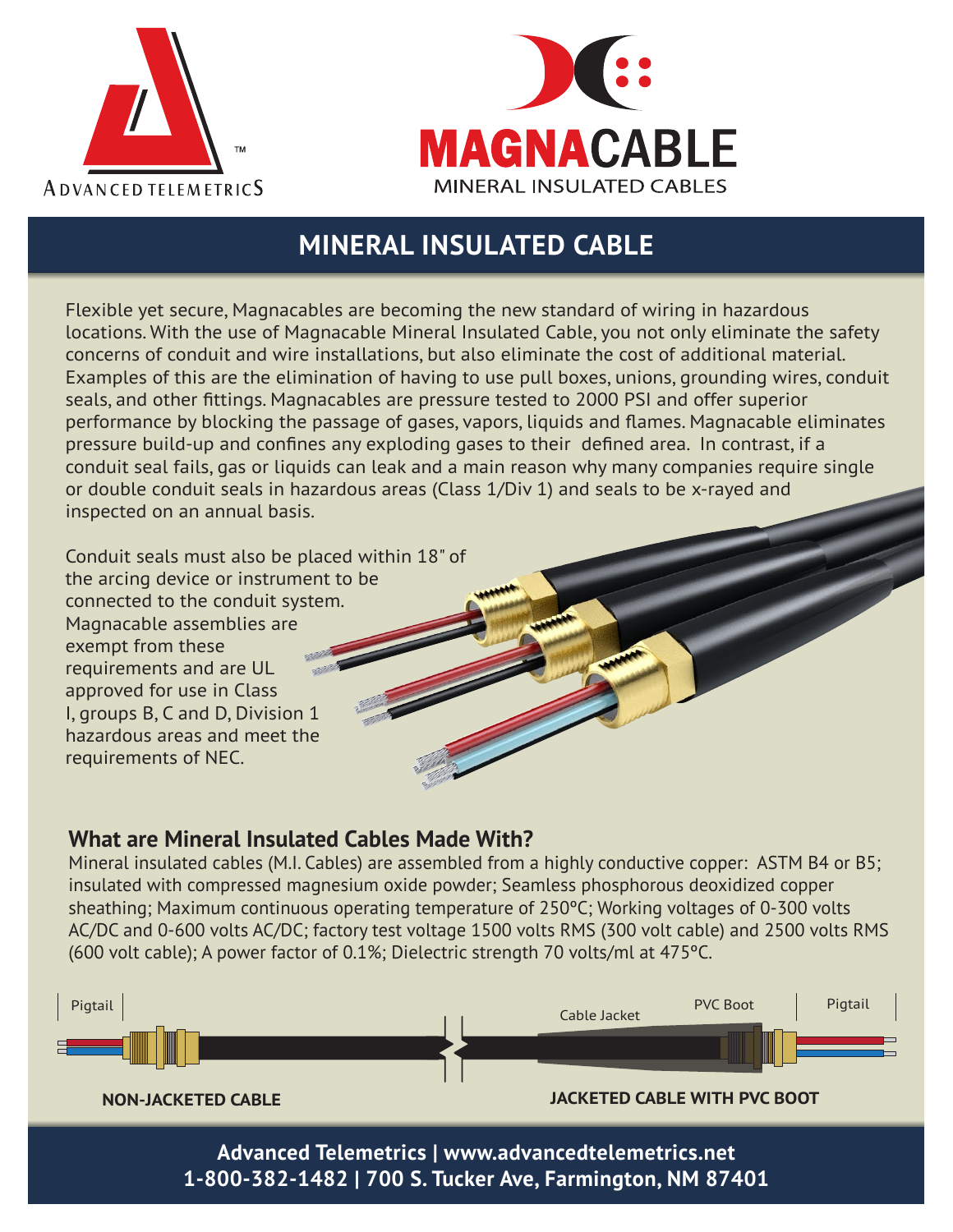ADVANCED TELEMETRICS™

MAGNACABLE
MINERAL INSULATED CABLES

# MINERAL INSULATED CABLE

Flexible yet secure, Magnacables are becoming the new standard of wiring in hazardous locations. With the use of Magnacable Mineral Insulated Cable, you not only eliminate the safety concerns of conduit and wire installations, but also eliminate the cost of additional material. Examples of this are the elimination of having to use pull boxes, unions, grounding wires, conduit seals, and other fittings. Magnacables are pressure tested to 2000 PSI and offer superior performance by blocking the passage of gases, vapors, liquids and flames. Magnacable eliminates pressure build-up and confines any exploding gases to their defined area. In contrast, if a conduit seal fails, gas or liquids can leak and a main reason why many companies require single or double conduit seals in hazardous areas (Class 1/Div 1) and seals to be x-rayed and inspected on an annual basis.

Conduit seals must also be placed within 18" of the arcing device or instrument to be connected to the conduit system. Magnacable assemblies are exempt from these requirements and are UL approved for use in Class I, groups B, C and D, Division 1 hazardous areas and meet the requirements of NEC.

## What are Mineral Insulated Cables Made With?

Mineral insulated cables (M.I. Cables) are assembled from a highly conductive copper: ASTM B4 or B5; insulated with compressed magnesium oxide powder; Seamless phosphorous deoxidized copper sheathing; Maximum continuous operating temperature of 250ºC; Working voltages of 0-300 volts AC/DC and 0-600 volts AC/DC; factory test voltage 1500 volts RMS (300 volt cable) and 2500 volts RMS (600 volt cable); A power factor of 0.1%; Dielectric strength 70 volts/ml at 475ºC.

Pigtail | Cable Jacket | PVC Boot | Pigtail

**NON-JACKETED CABLE**

**JACKETED CABLE WITH PVC BOOT**

**Advanced Telemetrics | www.advancedtelemetrics.net**
**1-800-382-1482 | 700 S. Tucker Ave, Farmington, NM 87401**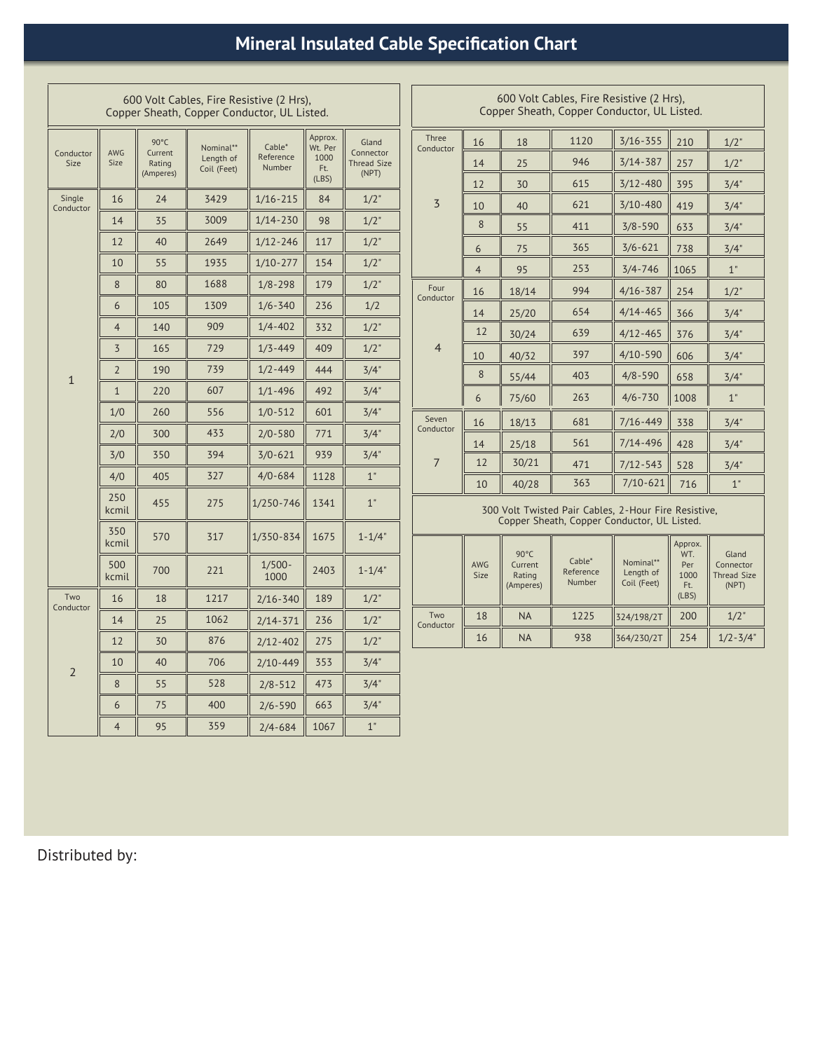# Mineral Insulated Cable Specification Chart

600 Volt Cables, Fire Resistive (2 Hrs), Copper Sheath, Copper Conductor, UL Listed.

| Conductor Size | AWG Size | 90°C Current Rating (Amperes) | Nominal** Length of Coil (Feet) | Cable* Reference Number | Approx. Wt. Per 1000 Ft. (LBS) | Gland Connector Thread Size (NPT) |
|---|---|---|---|---|---|---|
| Single Conductor 1 | 16 | 24 | 3429 | 1/16-215 | 84 | 1/2" |
| | 14 | 35 | 3009 | 1/14-230 | 98 | 1/2" |
| | 12 | 40 | 2649 | 1/12-246 | 117 | 1/2" |
| | 10 | 55 | 1935 | 1/10-277 | 154 | 1/2" |
| | 8 | 80 | 1688 | 1/8-298 | 179 | 1/2" |
| | 6 | 105 | 1309 | 1/6-340 | 236 | 1/2 |
| | 4 | 140 | 909 | 1/4-402 | 332 | 1/2" |
| | 3 | 165 | 729 | 1/3-449 | 409 | 1/2" |
| | 2 | 190 | 739 | 1/2-449 | 444 | 3/4" |
| | 1 | 220 | 607 | 1/1-496 | 492 | 3/4" |
| | 1/0 | 260 | 556 | 1/0-512 | 601 | 3/4" |
| | 2/0 | 300 | 433 | 2/0-580 | 771 | 3/4" |
| | 3/0 | 350 | 394 | 3/0-621 | 939 | 3/4" |
| | 4/0 | 405 | 327 | 4/0-684 | 1128 | 1" |
| | 250 kcmil | 455 | 275 | 1/250-746 | 1341 | 1" |
| | 350 kcmil | 570 | 317 | 1/350-834 | 1675 | 1-1/4" |
| | 500 kcmil | 700 | 221 | 1/500-1000 | 2403 | 1-1/4" |
| Two Conductor 2 | 16 | 18 | 1217 | 2/16-340 | 189 | 1/2" |
| | 14 | 25 | 1062 | 2/14-371 | 236 | 1/2" |
| | 12 | 30 | 876 | 2/12-402 | 275 | 1/2" |
| | 10 | 40 | 706 | 2/10-449 | 353 | 3/4" |
| | 8 | 55 | 528 | 2/8-512 | 473 | 3/4" |
| | 6 | 75 | 400 | 2/6-590 | 663 | 3/4" |
| | 4 | 95 | 359 | 2/4-684 | 1067 | 1" |
| Three Conductor 3 | 16 | 18 | 1120 | 3/16-355 | 210 | 1/2" |
| | 14 | 25 | 946 | 3/14-387 | 257 | 1/2" |
| | 12 | 30 | 615 | 3/12-480 | 395 | 3/4" |
| | 10 | 40 | 621 | 3/10-480 | 419 | 3/4" |
| | 8 | 55 | 411 | 3/8-590 | 633 | 3/4" |
| | 6 | 75 | 365 | 3/6-621 | 738 | 3/4" |
| | 4 | 95 | 253 | 3/4-746 | 1065 | 1" |
| Four Conductor 4 | 16 | 18/14 | 994 | 4/16-387 | 254 | 1/2" |
| | 14 | 25/20 | 654 | 4/14-465 | 366 | 3/4" |
| | 12 | 30/24 | 639 | 4/12-465 | 376 | 3/4" |
| | 10 | 40/32 | 397 | 4/10-590 | 606 | 3/4" |
| | 8 | 55/44 | 403 | 4/8-590 | 658 | 3/4" |
| | 6 | 75/60 | 263 | 4/6-730 | 1008 | 1" |
| Seven Conductor 7 | 16 | 18/13 | 681 | 7/16-449 | 338 | 3/4" |
| | 14 | 25/18 | 561 | 7/14-496 | 428 | 3/4" |
| | 12 | 30/21 | 471 | 7/12-543 | 528 | 3/4" |
| | 10 | 40/28 | 363 | 7/10-621 | 716 | 1" |

300 Volt Twisted Pair Cables, 2-Hour Fire Resistive, Copper Sheath, Copper Conductor, UL Listed.

| | AWG Size | 90°C Current Rating (Amperes) | Cable* Reference Number | Nominal** Length of Coil (Feet) | Approx. WT. Per 1000 Ft. (LBS) | Gland Connector Thread Size (NPT) |
|---|---|---|---|---|---|---|
| Two Conductor | 18 | NA | 1225 | 324/198/2T | 200 | 1/2" |
| | 16 | NA | 938 | 364/230/2T | 254 | 1/2-3/4" |

Distributed by: